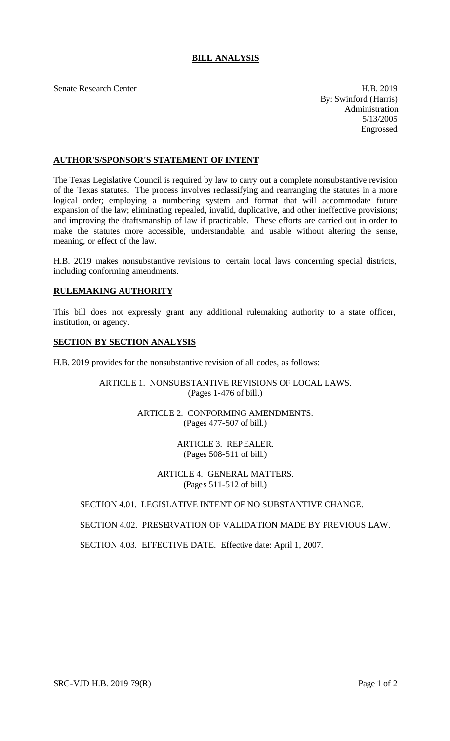# BILL ANALYSIS

Senate Research Center

H.B. 2019
By: Swinford (Harris)
Administration
5/13/2005
Engrossed

## AUTHOR'S/SPONSOR'S STATEMENT OF INTENT

The Texas Legislative Council is required by law to carry out a complete nonsubstantive revision of the Texas statutes. The process involves reclassifying and rearranging the statutes in a more logical order; employing a numbering system and format that will accommodate future expansion of the law; eliminating repealed, invalid, duplicative, and other ineffective provisions; and improving the draftsmanship of law if practicable. These efforts are carried out in order to make the statutes more accessible, understandable, and usable without altering the sense, meaning, or effect of the law.

H.B. 2019 makes nonsubstantive revisions to certain local laws concerning special districts, including conforming amendments.

## RULEMAKING AUTHORITY

This bill does not expressly grant any additional rulemaking authority to a state officer, institution, or agency.

## SECTION BY SECTION ANALYSIS

H.B. 2019 provides for the nonsubstantive revision of all codes, as follows:

ARTICLE 1. NONSUBSTANTIVE REVISIONS OF LOCAL LAWS.
(Pages 1-476 of bill.)

ARTICLE 2. CONFORMING AMENDMENTS.
(Pages 477-507 of bill.)

ARTICLE 3. REPEALER.
(Pages 508-511 of bill.)

ARTICLE 4. GENERAL MATTERS.
(Pages 511-512 of bill.)

SECTION 4.01. LEGISLATIVE INTENT OF NO SUBSTANTIVE CHANGE.

SECTION 4.02. PRESERVATION OF VALIDATION MADE BY PREVIOUS LAW.

SECTION 4.03. EFFECTIVE DATE. Effective date: April 1, 2007.